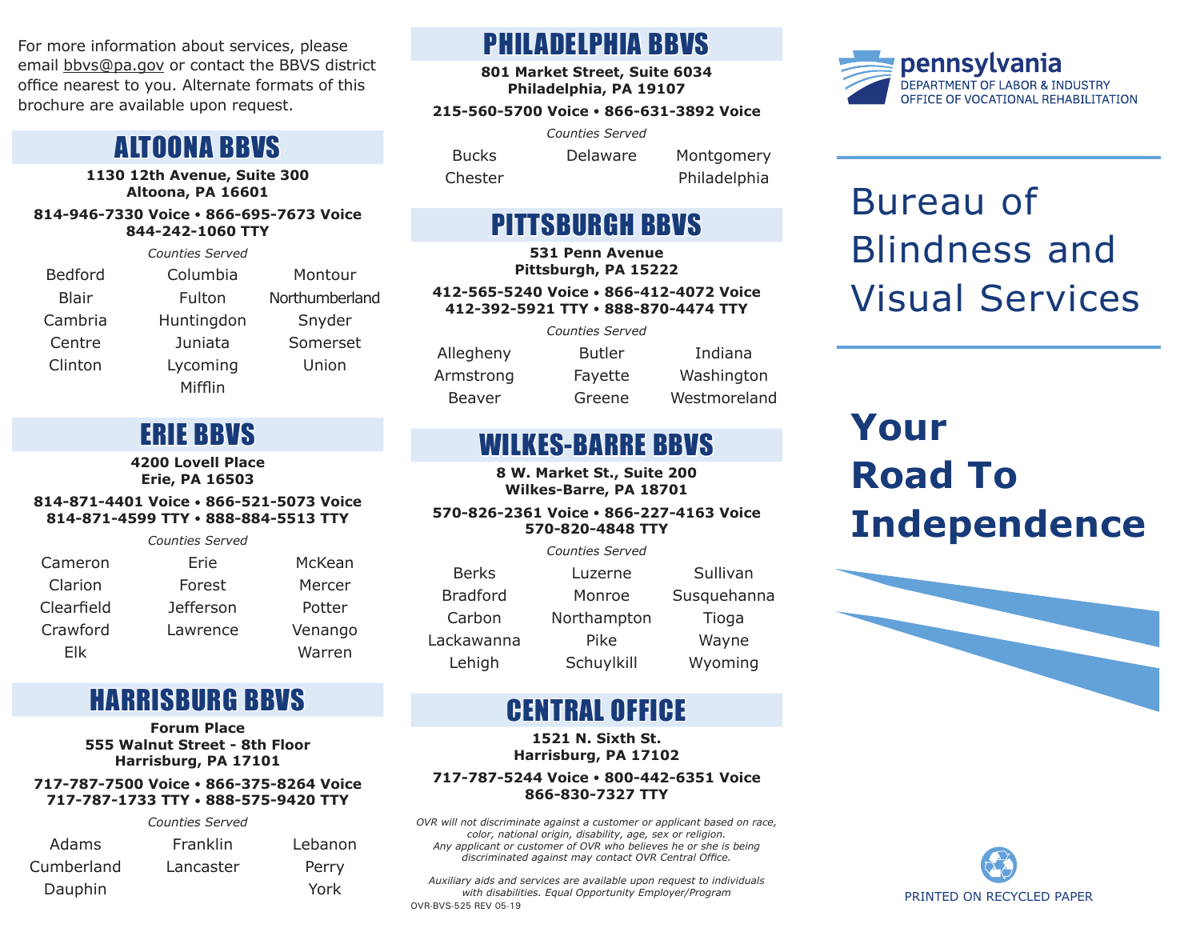For more information about services, please email bbvs@pa.gov or contact the BBVS district office nearest to you. Alternate formats of this brochure are available upon request.

## ALTOONA BBVS

**1130 12th Avenue, Suite 300**
**Altoona, PA 16601**

**814-946-7330 Voice • 866-695-7673 Voice**
**844-242-1060 TTY**

*Counties Served*

| | | |
|---|---|---|
| Bedford | Columbia | Montour |
| Blair | Fulton | Northumberland |
| Cambria | Huntingdon | Snyder |
| Centre | Juniata | Somerset |
| Clinton | Lycoming | Union |
| | Mifflin | |

## ERIE BBVS

**4200 Lovell Place**
**Erie, PA 16503**

**814-871-4401 Voice • 866-521-5073 Voice**
**814-871-4599 TTY • 888-884-5513 TTY**

*Counties Served*

| | | |
|---|---|---|
| Cameron | Erie | McKean |
| Clarion | Forest | Mercer |
| Clearfield | Jefferson | Potter |
| Crawford | Lawrence | Venango |
| Elk | | Warren |

## HARRISBURG BBVS

**Forum Place**
**555 Walnut Street - 8th Floor**
**Harrisburg, PA 17101**

**717-787-7500 Voice • 866-375-8264 Voice**
**717-787-1733 TTY • 888-575-9420 TTY**

*Counties Served*

| | | |
|---|---|---|
| Adams | Franklin | Lebanon |
| Cumberland | Lancaster | Perry |
| Dauphin | | York |

## PHILADELPHIA BBVS

**801 Market Street, Suite 6034**
**Philadelphia, PA 19107**

**215-560-5700 Voice • 866-631-3892 Voice**

*Counties Served*

| | | |
|---|---|---|
| Bucks | Delaware | Montgomery |
| Chester | | Philadelphia |

## PITTSBURGH BBVS

**531 Penn Avenue**
**Pittsburgh, PA 15222**

**412-565-5240 Voice • 866-412-4072 Voice**
**412-392-5921 TTY • 888-870-4474 TTY**

*Counties Served*

| | | |
|---|---|---|
| Allegheny | Butler | Indiana |
| Armstrong | Fayette | Washington |
| Beaver | Greene | Westmoreland |

## WILKES-BARRE BBVS

**8 W. Market St., Suite 200**
**Wilkes-Barre, PA 18701**

**570-826-2361 Voice • 866-227-4163 Voice**
**570-820-4848 TTY**

*Counties Served*

| | | |
|---|---|---|
| Berks | Luzerne | Sullivan |
| Bradford | Monroe | Susquehanna |
| Carbon | Northampton | Tioga |
| Lackawanna | Pike | Wayne |
| Lehigh | Schuylkill | Wyoming |

## CENTRAL OFFICE

**1521 N. Sixth St.**
**Harrisburg, PA 17102**

**717-787-5244 Voice • 800-442-6351 Voice**
**866-830-7327 TTY**

*OVR will not discriminate against a customer or applicant based on race, color, national origin, disability, age, sex or religion. Any applicant or customer of OVR who believes he or she is being discriminated against may contact OVR Central Office.*

*Auxiliary aids and services are available upon request to individuals with disabilities. Equal Opportunity Employer/Program*

OVR-BVS-525 REV 05-19

**pennsylvania**
DEPARTMENT OF LABOR & INDUSTRY
OFFICE OF VOCATIONAL REHABILITATION

# Bureau of Blindness and Visual Services

# **Your Road To Independence**

PRINTED ON RECYCLED PAPER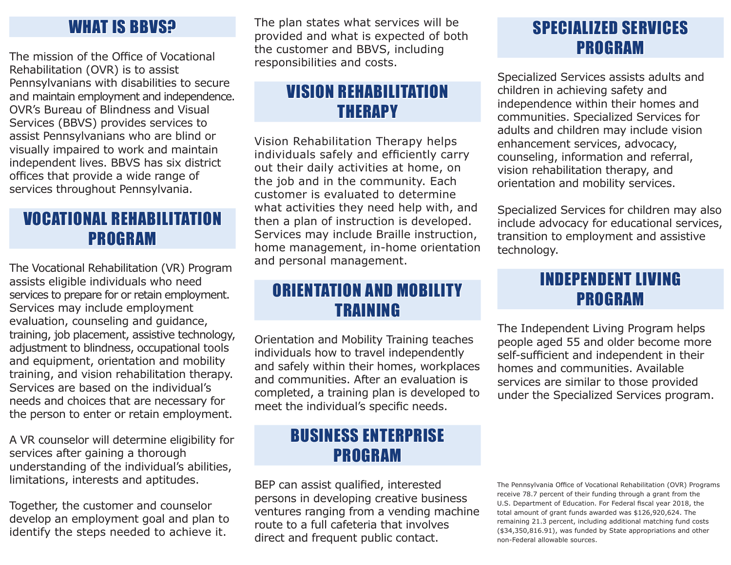## WHAT IS BBVS?

The mission of the Office of Vocational Rehabilitation (OVR) is to assist Pennsylvanians with disabilities to secure and maintain employment and independence. OVR's Bureau of Blindness and Visual Services (BBVS) provides services to assist Pennsylvanians who are blind or visually impaired to work and maintain independent lives. BBVS has six district offices that provide a wide range of services throughout Pennsylvania.

## VOCATIONAL REHABILITATION PROGRAM

The Vocational Rehabilitation (VR) Program assists eligible individuals who need services to prepare for or retain employment. Services may include employment evaluation, counseling and guidance, training, job placement, assistive technology, adjustment to blindness, occupational tools and equipment, orientation and mobility training, and vision rehabilitation therapy. Services are based on the individual's needs and choices that are necessary for the person to enter or retain employment.

A VR counselor will determine eligibility for services after gaining a thorough understanding of the individual's abilities, limitations, interests and aptitudes.

Together, the customer and counselor develop an employment goal and plan to identify the steps needed to achieve it. The plan states what services will be provided and what is expected of both the customer and BBVS, including responsibilities and costs.

## VISION REHABILITATION THERAPY

Vision Rehabilitation Therapy helps individuals safely and efficiently carry out their daily activities at home, on the job and in the community. Each customer is evaluated to determine what activities they need help with, and then a plan of instruction is developed. Services may include Braille instruction, home management, in-home orientation and personal management.

## ORIENTATION AND MOBILITY TRAINING

Orientation and Mobility Training teaches individuals how to travel independently and safely within their homes, workplaces and communities. After an evaluation is completed, a training plan is developed to meet the individual's specific needs.

## BUSINESS ENTERPRISE PROGRAM

BEP can assist qualified, interested persons in developing creative business ventures ranging from a vending machine route to a full cafeteria that involves direct and frequent public contact.

## SPECIALIZED SERVICES PROGRAM

Specialized Services assists adults and children in achieving safety and independence within their homes and communities. Specialized Services for adults and children may include vision enhancement services, advocacy, counseling, information and referral, vision rehabilitation therapy, and orientation and mobility services.

Specialized Services for children may also include advocacy for educational services, transition to employment and assistive technology.

## INDEPENDENT LIVING PROGRAM

The Independent Living Program helps people aged 55 and older become more self-sufficient and independent in their homes and communities. Available services are similar to those provided under the Specialized Services program.

The Pennsylvania Office of Vocational Rehabilitation (OVR) Programs receive 78.7 percent of their funding through a grant from the U.S. Department of Education. For Federal fiscal year 2018, the total amount of grant funds awarded was $126,920,624. The remaining 21.3 percent, including additional matching fund costs ($34,350,816.91), was funded by State appropriations and other non-Federal allowable sources.